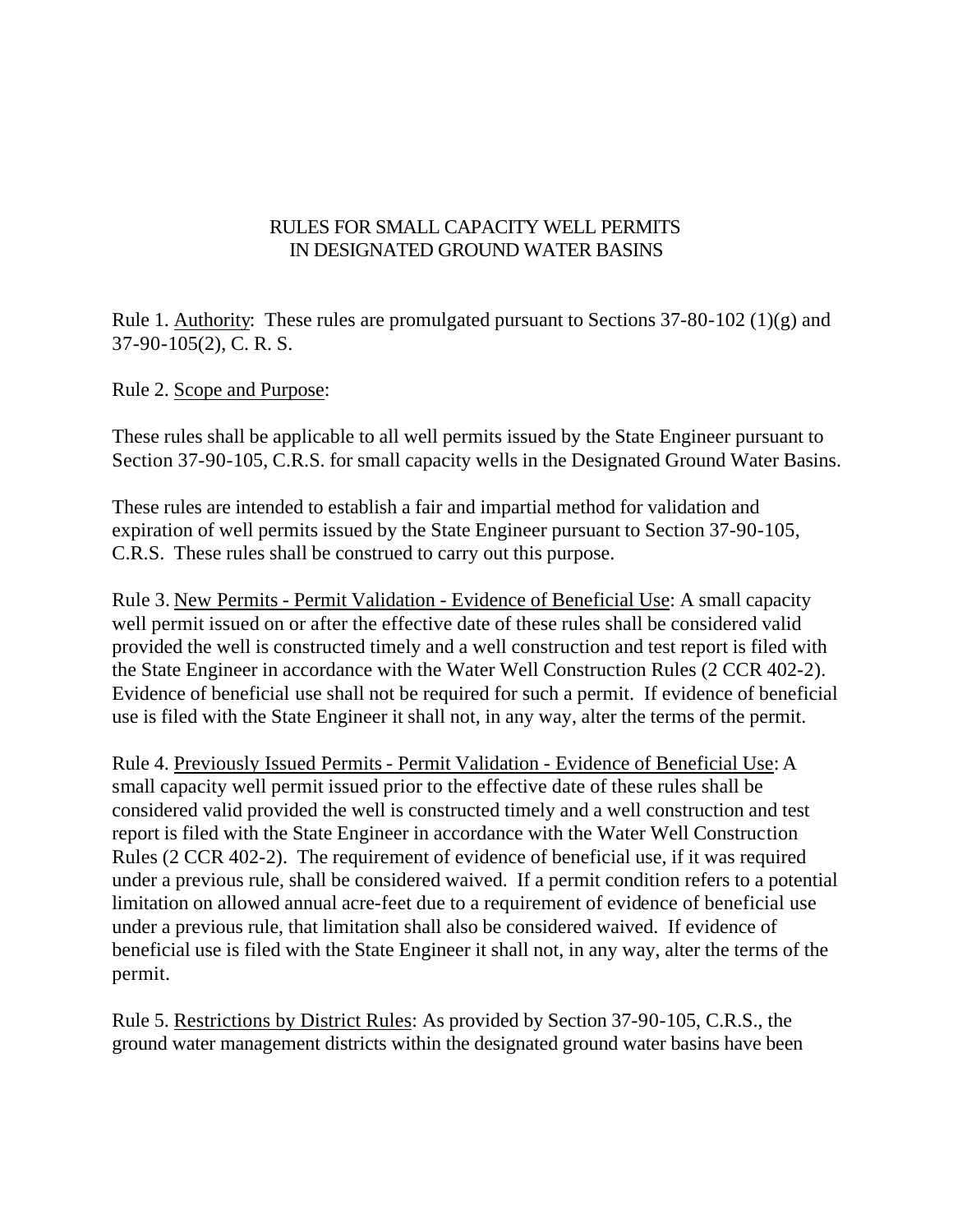# RULES FOR SMALL CAPACITY WELL PERMITS IN DESIGNATED GROUND WATER BASINS

Rule 1. Authority: These rules are promulgated pursuant to Sections 37-80-102 (1)(g) and 37-90-105(2), C. R. S.

Rule 2. Scope and Purpose:

These rules shall be applicable to all well permits issued by the State Engineer pursuant to Section 37-90-105, C.R.S. for small capacity wells in the Designated Ground Water Basins.

These rules are intended to establish a fair and impartial method for validation and expiration of well permits issued by the State Engineer pursuant to Section 37-90-105, C.R.S. These rules shall be construed to carry out this purpose.

Rule 3. New Permits - Permit Validation - Evidence of Beneficial Use: A small capacity well permit issued on or after the effective date of these rules shall be considered valid provided the well is constructed timely and a well construction and test report is filed with the State Engineer in accordance with the Water Well Construction Rules (2 CCR 402-2). Evidence of beneficial use shall not be required for such a permit. If evidence of beneficial use is filed with the State Engineer it shall not, in any way, alter the terms of the permit.

Rule 4. Previously Issued Permits - Permit Validation - Evidence of Beneficial Use: A small capacity well permit issued prior to the effective date of these rules shall be considered valid provided the well is constructed timely and a well construction and test report is filed with the State Engineer in accordance with the Water Well Construction Rules (2 CCR 402-2). The requirement of evidence of beneficial use, if it was required under a previous rule, shall be considered waived. If a permit condition refers to a potential limitation on allowed annual acre-feet due to a requirement of evidence of beneficial use under a previous rule, that limitation shall also be considered waived. If evidence of beneficial use is filed with the State Engineer it shall not, in any way, alter the terms of the permit.

Rule 5. Restrictions by District Rules: As provided by Section 37-90-105, C.R.S., the ground water management districts within the designated ground water basins have been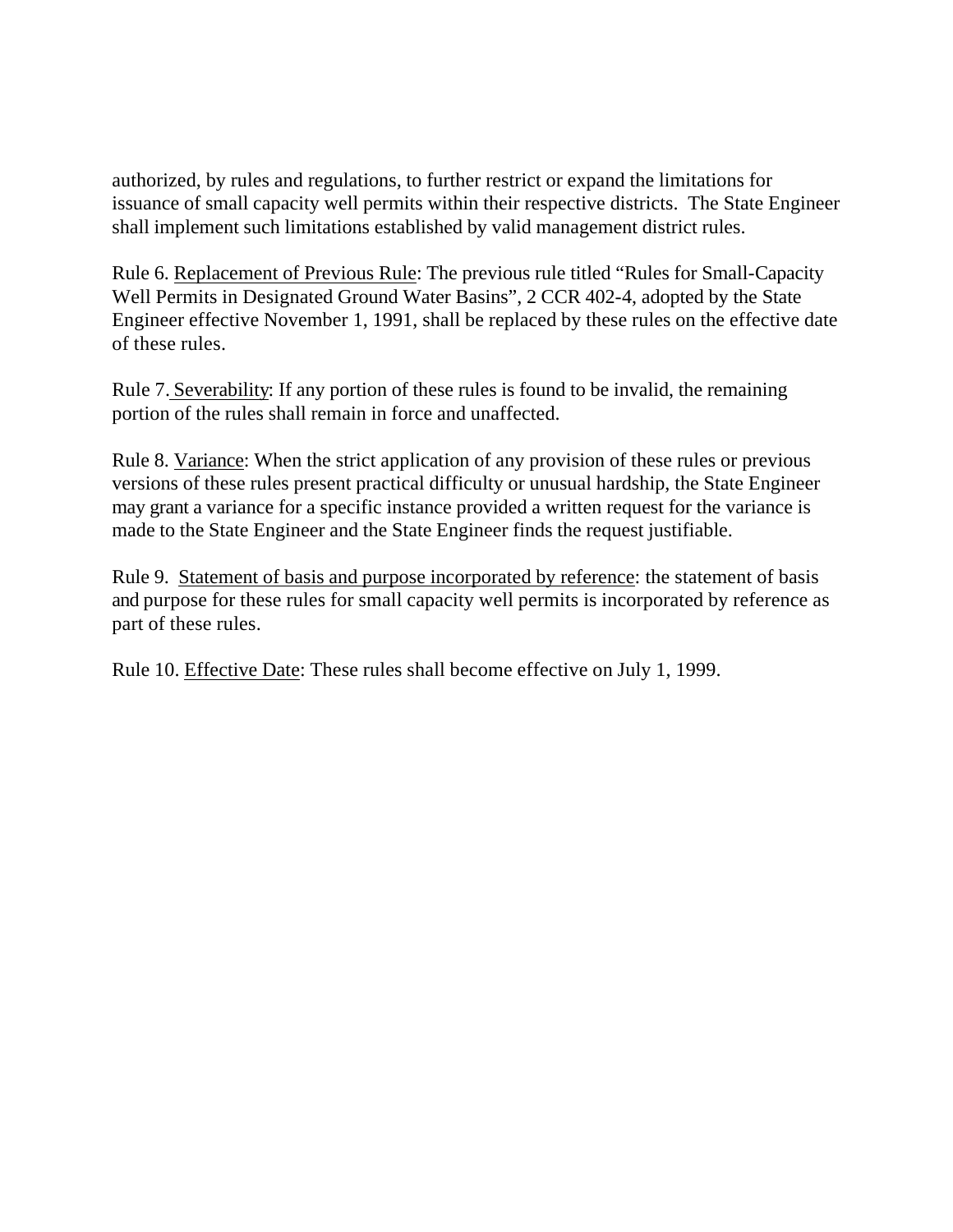authorized, by rules and regulations, to further restrict or expand the limitations for issuance of small capacity well permits within their respective districts. The State Engineer shall implement such limitations established by valid management district rules.

Rule 6. Replacement of Previous Rule: The previous rule titled “Rules for Small-Capacity Well Permits in Designated Ground Water Basins”, 2 CCR 402-4, adopted by the State Engineer effective November 1, 1991, shall be replaced by these rules on the effective date of these rules.

Rule 7. Severability: If any portion of these rules is found to be invalid, the remaining portion of the rules shall remain in force and unaffected.

Rule 8. Variance: When the strict application of any provision of these rules or previous versions of these rules present practical difficulty or unusual hardship, the State Engineer may grant a variance for a specific instance provided a written request for the variance is made to the State Engineer and the State Engineer finds the request justifiable.

Rule 9. Statement of basis and purpose incorporated by reference: the statement of basis and purpose for these rules for small capacity well permits is incorporated by reference as part of these rules.

Rule 10. Effective Date: These rules shall become effective on July 1, 1999.